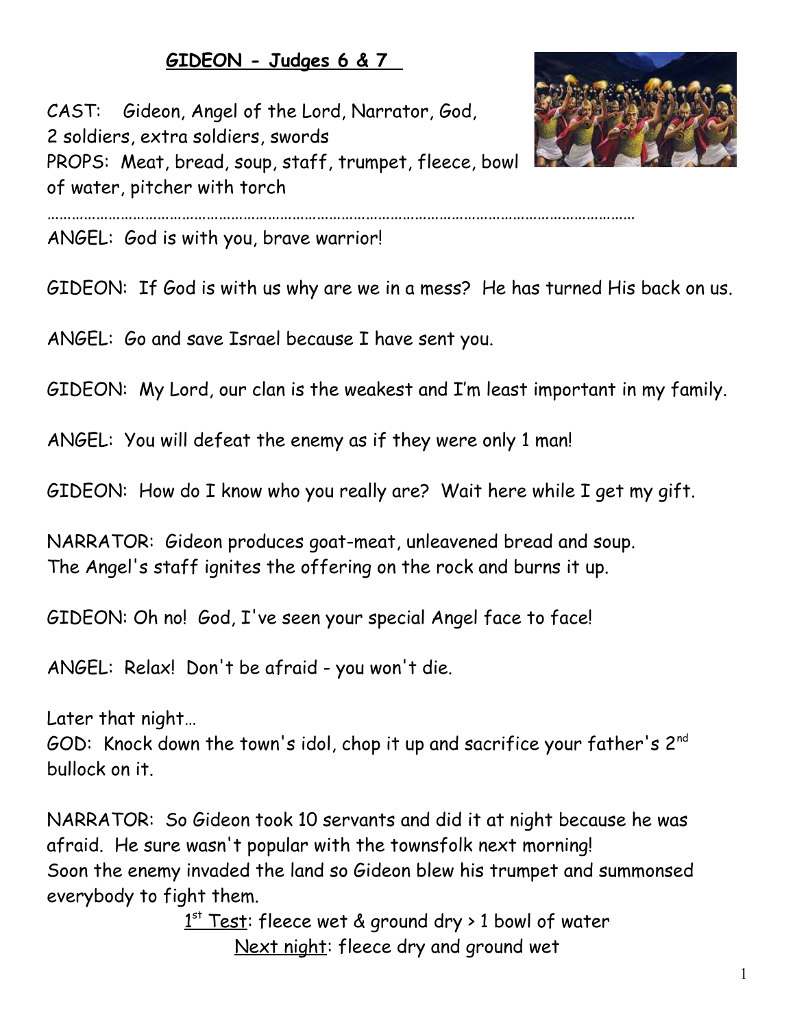## **GIDEON - Judges 6 & 7**

CAST: Gideon, Angel of the Lord, Narrator, God, 2 soldiers, extra soldiers, swords
PROPS: Meat, bread, soup, staff, trumpet, fleece, bowl of water, pitcher with torch

………………………………………………………………………………………………………………………………

ANGEL: God is with you, brave warrior!

GIDEON: If God is with us why are we in a mess? He has turned His back on us.

ANGEL: Go and save Israel because I have sent you.

GIDEON: My Lord, our clan is the weakest and I'm least important in my family.

ANGEL: You will defeat the enemy as if they were only 1 man!

GIDEON: How do I know who you really are? Wait here while I get my gift.

NARRATOR: Gideon produces goat-meat, unleavened bread and soup.
The Angel's staff ignites the offering on the rock and burns it up.

GIDEON: Oh no! God, I've seen your special Angel face to face!

ANGEL: Relax! Don't be afraid - you won't die.

Later that night…
GOD: Knock down the town's idol, chop it up and sacrifice your father's 2nd bullock on it.

NARRATOR: So Gideon took 10 servants and did it at night because he was afraid. He sure wasn't popular with the townsfolk next morning!
Soon the enemy invaded the land so Gideon blew his trumpet and summonsed everybody to fight them.

<u>1st Test</u>: fleece wet & ground dry > 1 bowl of water
<u>Next night</u>: fleece dry and ground wet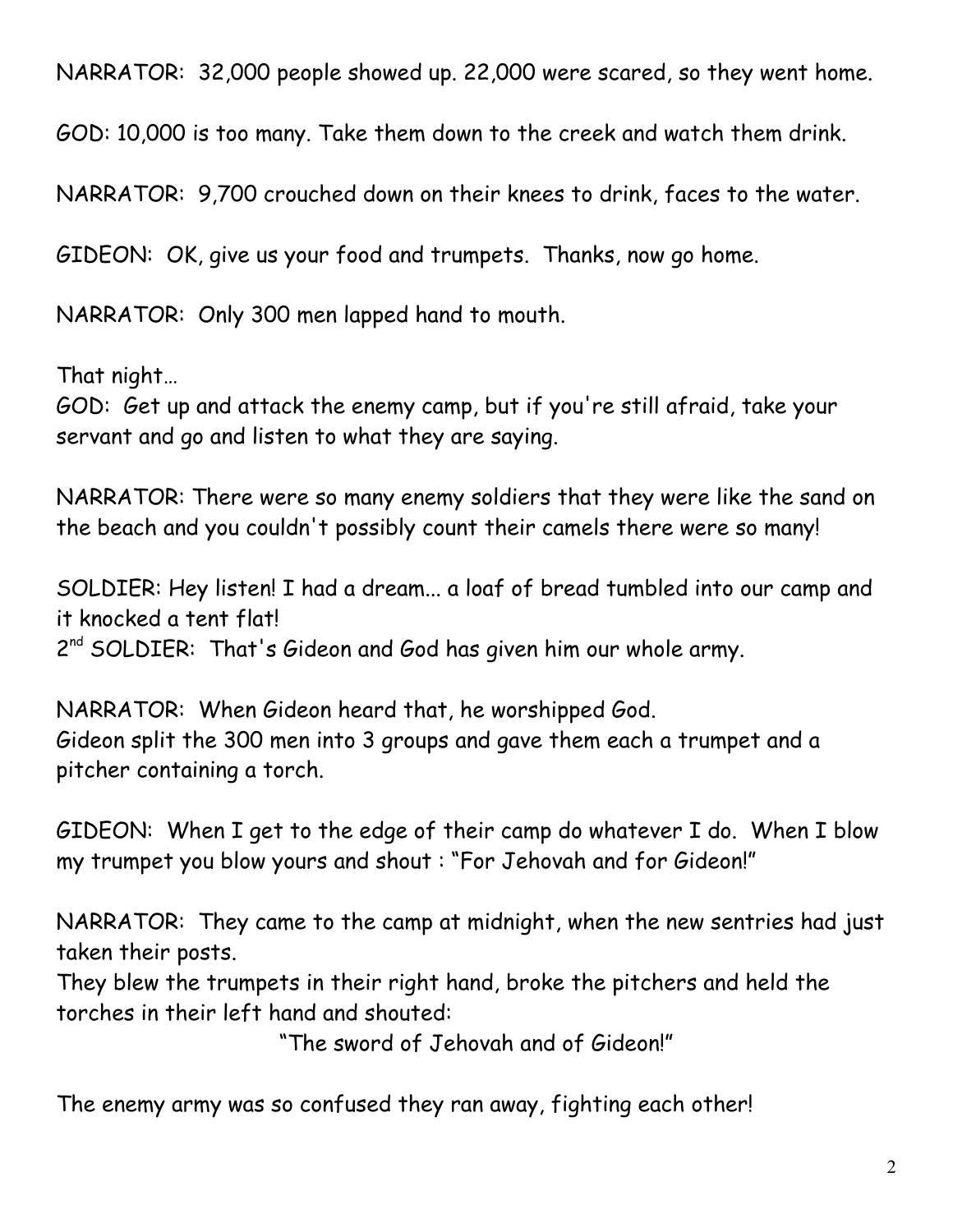NARRATOR: 32,000 people showed up. 22,000 were scared, so they went home.

GOD: 10,000 is too many. Take them down to the creek and watch them drink.

NARRATOR: 9,700 crouched down on their knees to drink, faces to the water.

GIDEON: OK, give us your food and trumpets. Thanks, now go home.

NARRATOR: Only 300 men lapped hand to mouth.

That night…
GOD: Get up and attack the enemy camp, but if you're still afraid, take your servant and go and listen to what they are saying.

NARRATOR: There were so many enemy soldiers that they were like the sand on the beach and you couldn't possibly count their camels there were so many!

SOLDIER: Hey listen! I had a dream... a loaf of bread tumbled into our camp and it knocked a tent flat!
2nd SOLDIER: That's Gideon and God has given him our whole army.

NARRATOR: When Gideon heard that, he worshipped God.
Gideon split the 300 men into 3 groups and gave them each a trumpet and a pitcher containing a torch.

GIDEON: When I get to the edge of their camp do whatever I do. When I blow my trumpet you blow yours and shout : "For Jehovah and for Gideon!"

NARRATOR: They came to the camp at midnight, when the new sentries had just taken their posts.
They blew the trumpets in their right hand, broke the pitchers and held the torches in their left hand and shouted:

"The sword of Jehovah and of Gideon!"

The enemy army was so confused they ran away, fighting each other!